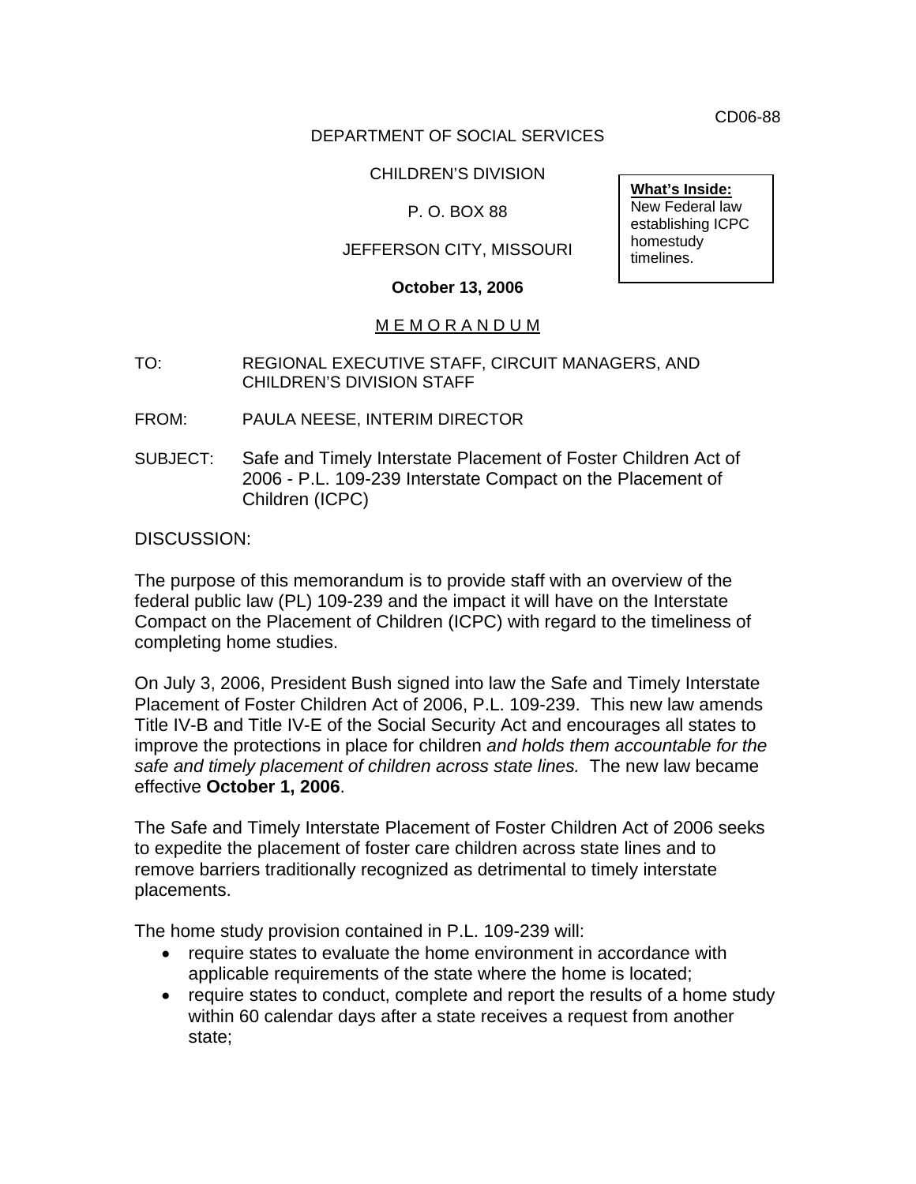CD06-88

DEPARTMENT OF SOCIAL SERVICES

CHILDREN'S DIVISION

P. O. BOX 88

JEFFERSON CITY, MISSOURI

**October 13, 2006**

**What's Inside:**
New Federal law establishing ICPC homestudy timelines.

M E M O R A N D U M

TO: REGIONAL EXECUTIVE STAFF, CIRCUIT MANAGERS, AND CHILDREN'S DIVISION STAFF

FROM: PAULA NEESE, INTERIM DIRECTOR

SUBJECT: Safe and Timely Interstate Placement of Foster Children Act of 2006 - P.L. 109-239 Interstate Compact on the Placement of Children (ICPC)

DISCUSSION:

The purpose of this memorandum is to provide staff with an overview of the federal public law (PL) 109-239 and the impact it will have on the Interstate Compact on the Placement of Children (ICPC) with regard to the timeliness of completing home studies.

On July 3, 2006, President Bush signed into law the Safe and Timely Interstate Placement of Foster Children Act of 2006, P.L. 109-239. This new law amends Title IV-B and Title IV-E of the Social Security Act and encourages all states to improve the protections in place for children *and holds them accountable for the safe and timely placement of children across state lines.* The new law became effective **October 1, 2006**.

The Safe and Timely Interstate Placement of Foster Children Act of 2006 seeks to expedite the placement of foster care children across state lines and to remove barriers traditionally recognized as detrimental to timely interstate placements.

The home study provision contained in P.L. 109-239 will:

- require states to evaluate the home environment in accordance with applicable requirements of the state where the home is located;
- require states to conduct, complete and report the results of a home study within 60 calendar days after a state receives a request from another state;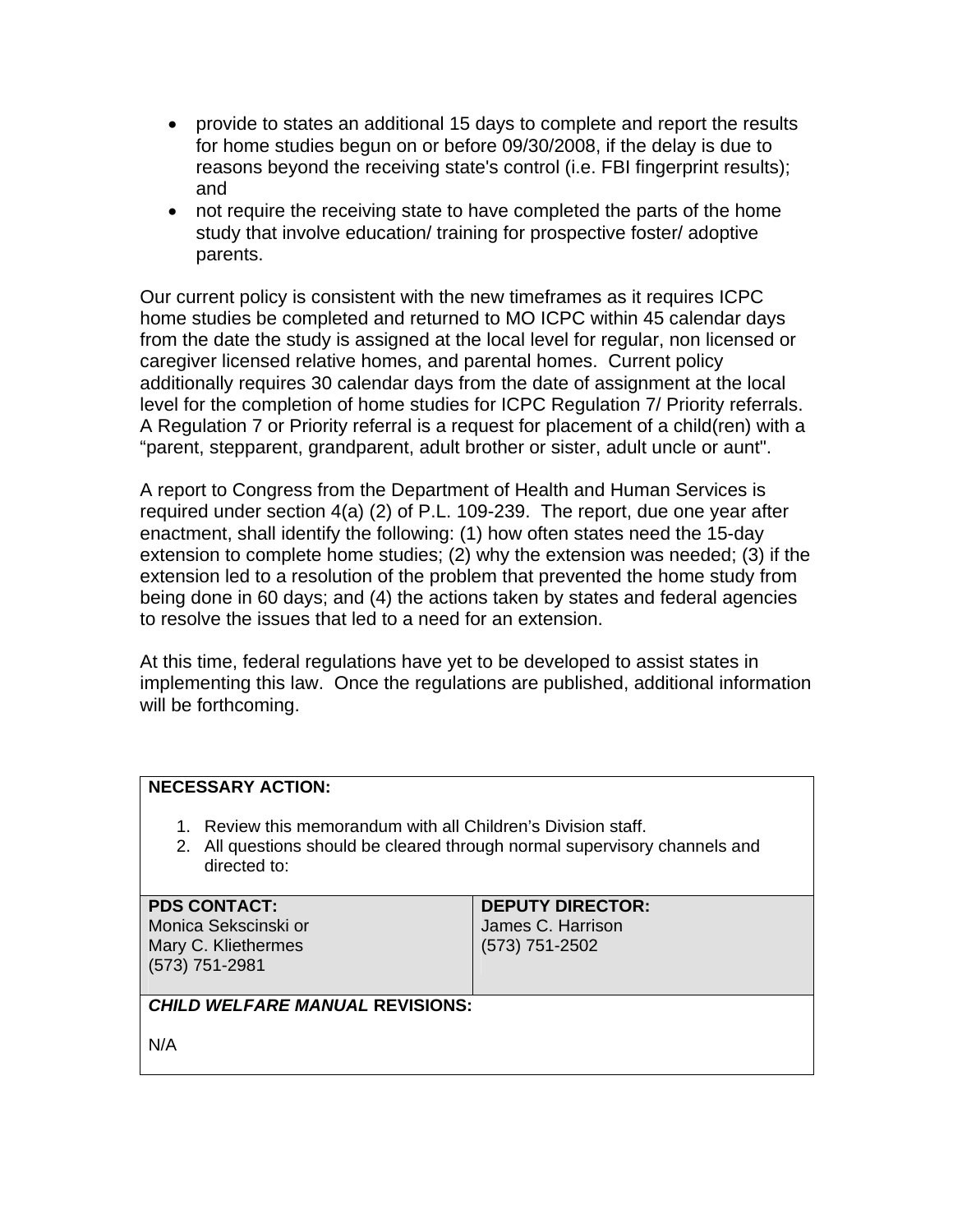- provide to states an additional 15 days to complete and report the results for home studies begun on or before 09/30/2008, if the delay is due to reasons beyond the receiving state's control (i.e. FBI fingerprint results); and
- not require the receiving state to have completed the parts of the home study that involve education/ training for prospective foster/ adoptive parents.

Our current policy is consistent with the new timeframes as it requires ICPC home studies be completed and returned to MO ICPC within 45 calendar days from the date the study is assigned at the local level for regular, non licensed or caregiver licensed relative homes, and parental homes. Current policy additionally requires 30 calendar days from the date of assignment at the local level for the completion of home studies for ICPC Regulation 7/ Priority referrals. A Regulation 7 or Priority referral is a request for placement of a child(ren) with a “parent, stepparent, grandparent, adult brother or sister, adult uncle or aunt".

A report to Congress from the Department of Health and Human Services is required under section 4(a) (2) of P.L. 109-239. The report, due one year after enactment, shall identify the following: (1) how often states need the 15-day extension to complete home studies; (2) why the extension was needed; (3) if the extension led to a resolution of the problem that prevented the home study from being done in 60 days; and (4) the actions taken by states and federal agencies to resolve the issues that led to a need for an extension.

At this time, federal regulations have yet to be developed to assist states in implementing this law. Once the regulations are published, additional information will be forthcoming.

**NECESSARY ACTION:**

1. Review this memorandum with all Children's Division staff.
2. All questions should be cleared through normal supervisory channels and directed to:

| **PDS CONTACT:** | **DEPUTY DIRECTOR:** |
| --- | --- |
| Monica Sekscinski or<br>Mary C. Kliethermes<br>(573) 751-2981 | James C. Harrison<br>(573) 751-2502 |

***CHILD WELFARE MANUAL* REVISIONS:**

N/A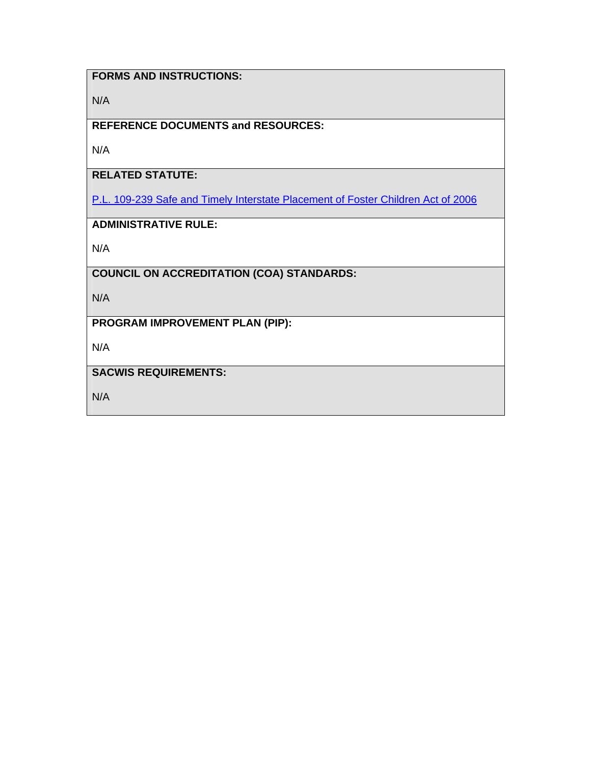**FORMS AND INSTRUCTIONS:**

N/A

**REFERENCE DOCUMENTS and RESOURCES:**

N/A

**RELATED STATUTE:**

P.L. 109-239 Safe and Timely Interstate Placement of Foster Children Act of 2006

**ADMINISTRATIVE RULE:**

N/A

**COUNCIL ON ACCREDITATION (COA) STANDARDS:**

N/A

**PROGRAM IMPROVEMENT PLAN (PIP):**

N/A

**SACWIS REQUIREMENTS:**

N/A